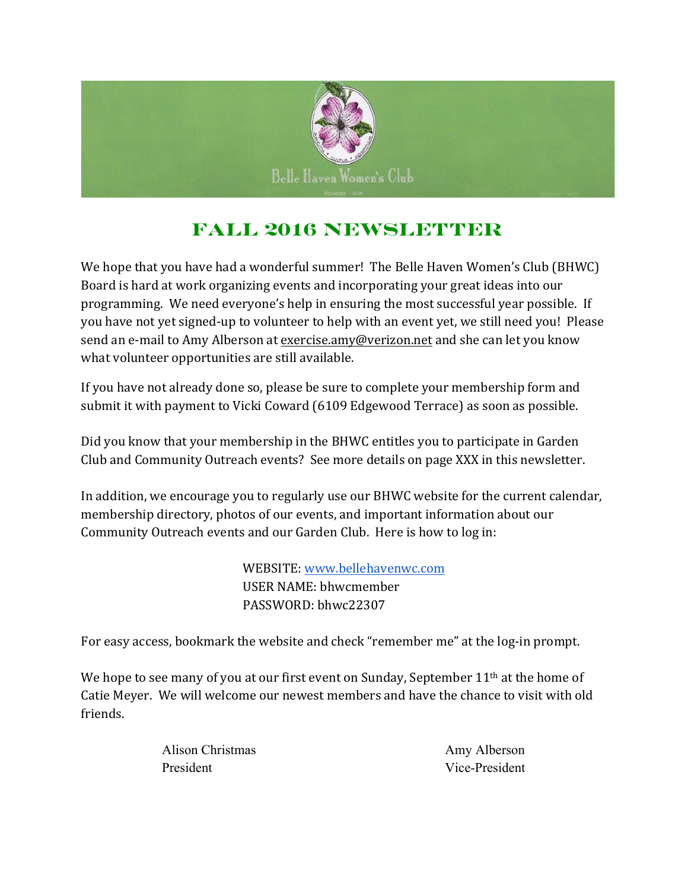Belle Haven Women's Club

Founded 1936

# FALL 2016 NEWSLETTER

We hope that you have had a wonderful summer! The Belle Haven Women's Club (BHWC) Board is hard at work organizing events and incorporating your great ideas into our programming. We need everyone's help in ensuring the most successful year possible. If you have not yet signed-up to volunteer to help with an event yet, we still need you! Please send an e-mail to Amy Alberson at exercise.amy@verizon.net and she can let you know what volunteer opportunities are still available.

If you have not already done so, please be sure to complete your membership form and submit it with payment to Vicki Coward (6109 Edgewood Terrace) as soon as possible.

Did you know that your membership in the BHWC entitles you to participate in Garden Club and Community Outreach events? See more details on page XXX in this newsletter.

In addition, we encourage you to regularly use our BHWC website for the current calendar, membership directory, photos of our events, and important information about our Community Outreach events and our Garden Club. Here is how to log in:

WEBSITE: www.bellehavenwc.com
USER NAME: bhwcmember
PASSWORD: bhwc22307

For easy access, bookmark the website and check "remember me" at the log-in prompt.

We hope to see many of you at our first event on Sunday, September 11th at the home of Catie Meyer. We will welcome our newest members and have the chance to visit with old friends.

Alison Christmas
President

Amy Alberson
Vice-President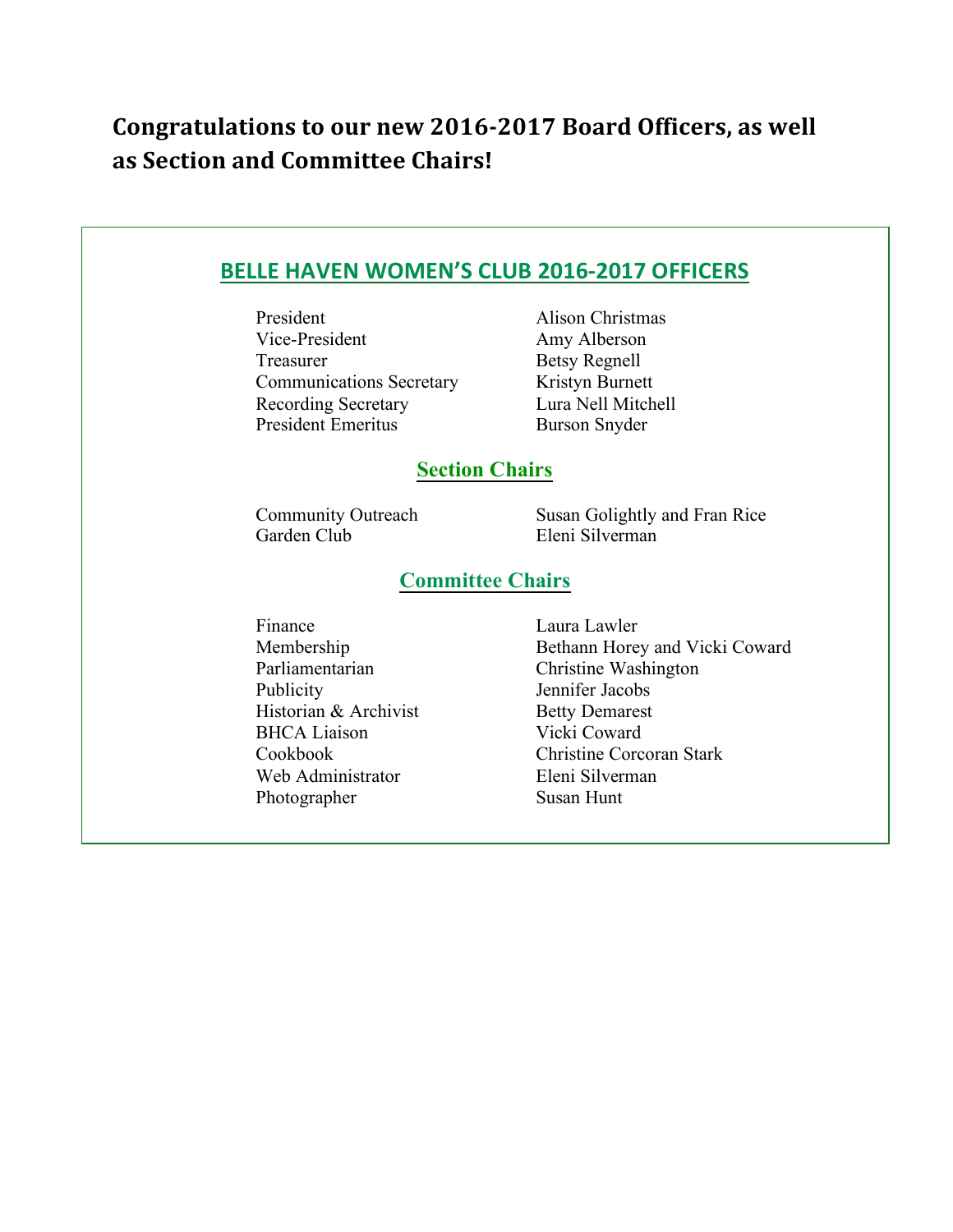**Congratulations to our new 2016-2017 Board Officers, as well as Section and Committee Chairs!**

## BELLE HAVEN WOMEN'S CLUB 2016-2017 OFFICERS

| | |
|---|---|
| President | Alison Christmas |
| Vice-President | Amy Alberson |
| Treasurer | Betsy Regnell |
| Communications Secretary | Kristyn Burnett |
| Recording Secretary | Lura Nell Mitchell |
| President Emeritus | Burson Snyder |

### Section Chairs

| | |
|---|---|
| Community Outreach | Susan Golightly and Fran Rice |
| Garden Club | Eleni Silverman |

### Committee Chairs

| | |
|---|---|
| Finance | Laura Lawler |
| Membership | Bethann Horey and Vicki Coward |
| Parliamentarian | Christine Washington |
| Publicity | Jennifer Jacobs |
| Historian & Archivist | Betty Demarest |
| BHCA Liaison | Vicki Coward |
| Cookbook | Christine Corcoran Stark |
| Web Administrator | Eleni Silverman |
| Photographer | Susan Hunt |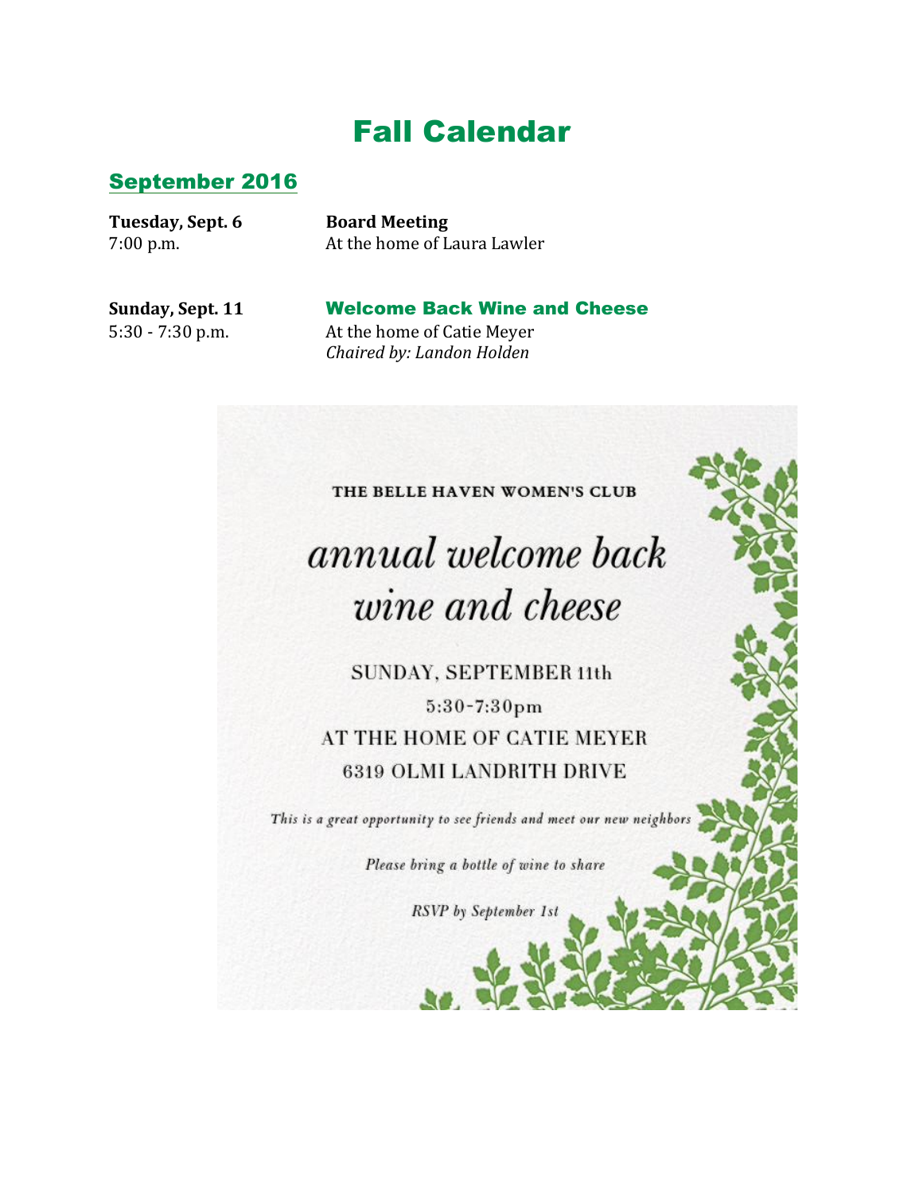# Fall Calendar

## September 2016

**Tuesday, Sept. 6**
7:00 p.m.

**Board Meeting**
At the home of Laura Lawler

**Sunday, Sept. 11**
5:30 - 7:30 p.m.

### Welcome Back Wine and Cheese

At the home of Catie Meyer
*Chaired by: Landon Holden*

THE BELLE HAVEN WOMEN'S CLUB

*annual welcome back wine and cheese*

SUNDAY, SEPTEMBER 11th

5:30-7:30pm

AT THE HOME OF CATIE MEYER

6319 OLMI LANDRITH DRIVE

*This is a great opportunity to see friends and meet our new neighbors*

*Please bring a bottle of wine to share*

*RSVP by September 1st*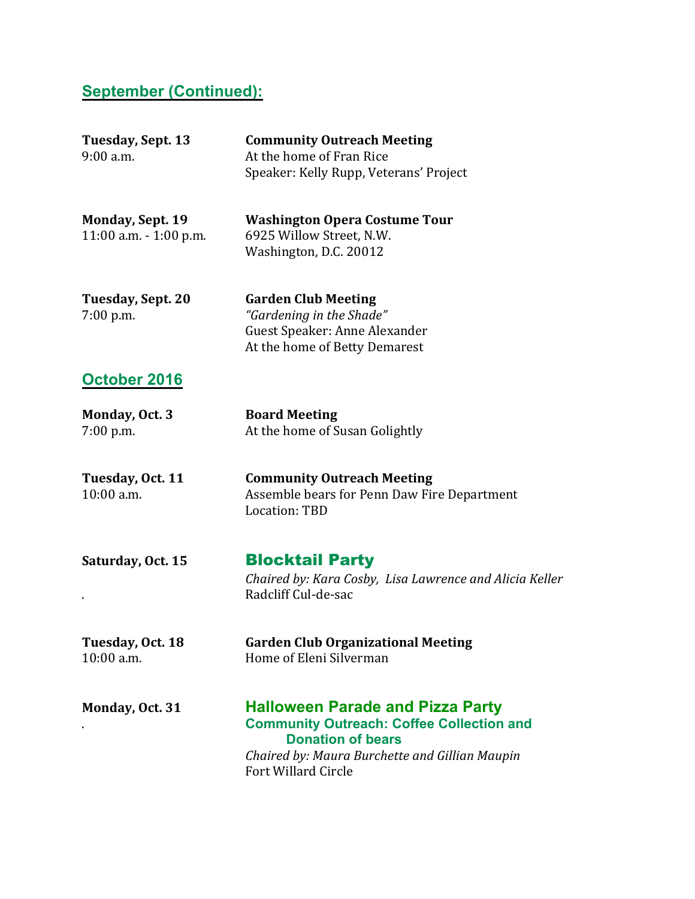## September (Continued):

**Tuesday, Sept. 13**
9:00 a.m.

**Community Outreach Meeting**
At the home of Fran Rice
Speaker: Kelly Rupp, Veterans' Project

**Monday, Sept. 19**
11:00 a.m. - 1:00 p.m.

**Washington Opera Costume Tour**
6925 Willow Street, N.W.
Washington, D.C. 20012

**Tuesday, Sept. 20**
7:00 p.m.

**Garden Club Meeting**
*"Gardening in the Shade"*
Guest Speaker: Anne Alexander
At the home of Betty Demarest

## October 2016

**Monday, Oct. 3**
7:00 p.m.

**Board Meeting**
At the home of Susan Golightly

**Tuesday, Oct. 11**
10:00 a.m.

**Community Outreach Meeting**
Assemble bears for Penn Daw Fire Department
Location: TBD

**Saturday, Oct. 15**

### Blocktail Party

*Chaired by: Kara Cosby, Lisa Lawrence and Alicia Keller*
Radcliff Cul-de-sac

**Tuesday, Oct. 18**
10:00 a.m.

**Garden Club Organizational Meeting**
Home of Eleni Silverman

**Monday, Oct. 31**

### Halloween Parade and Pizza Party

**Community Outreach: Coffee Collection and Donation of bears**
*Chaired by: Maura Burchette and Gillian Maupin*
Fort Willard Circle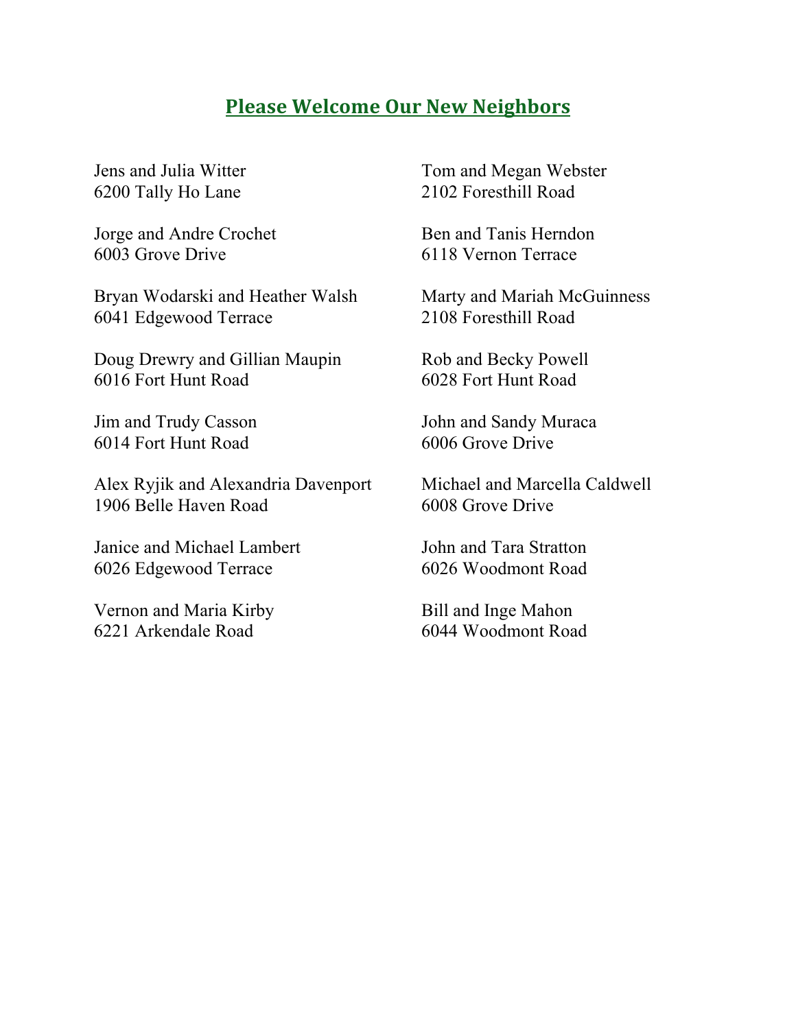## Please Welcome Our New Neighbors

Jens and Julia Witter
6200 Tally Ho Lane

Jorge and Andre Crochet
6003 Grove Drive

Bryan Wodarski and Heather Walsh
6041 Edgewood Terrace

Doug Drewry and Gillian Maupin
6016 Fort Hunt Road

Jim and Trudy Casson
6014 Fort Hunt Road

Alex Ryjik and Alexandria Davenport
1906 Belle Haven Road

Janice and Michael Lambert
6026 Edgewood Terrace

Vernon and Maria Kirby
6221 Arkendale Road

Tom and Megan Webster
2102 Foresthill Road

Ben and Tanis Herndon
6118 Vernon Terrace

Marty and Mariah McGuinness
2108 Foresthill Road

Rob and Becky Powell
6028 Fort Hunt Road

John and Sandy Muraca
6006 Grove Drive

Michael and Marcella Caldwell
6008 Grove Drive

John and Tara Stratton
6026 Woodmont Road

Bill and Inge Mahon
6044 Woodmont Road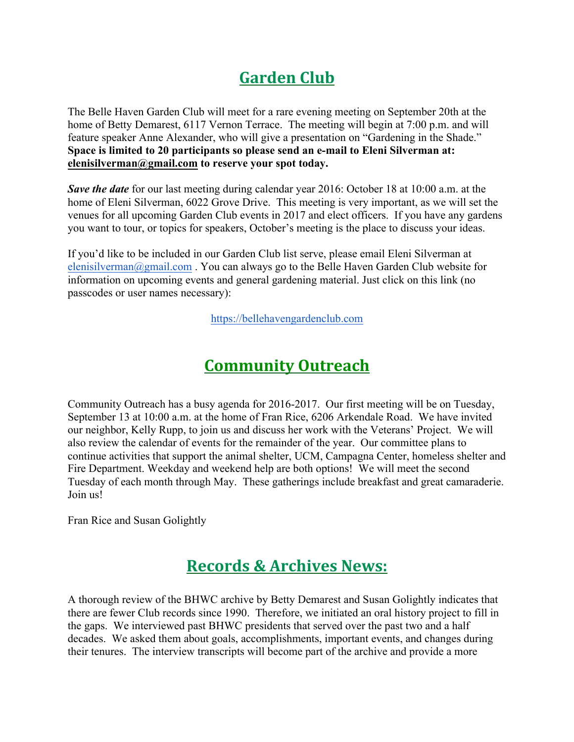# Garden Club

The Belle Haven Garden Club will meet for a rare evening meeting on September 20th at the home of Betty Demarest, 6117 Vernon Terrace. The meeting will begin at 7:00 p.m. and will feature speaker Anne Alexander, who will give a presentation on "Gardening in the Shade." **Space is limited to 20 participants so please send an e-mail to Eleni Silverman at: elenisilverman@gmail.com to reserve your spot today.**

***Save the date*** for our last meeting during calendar year 2016: October 18 at 10:00 a.m. at the home of Eleni Silverman, 6022 Grove Drive. This meeting is very important, as we will set the venues for all upcoming Garden Club events in 2017 and elect officers. If you have any gardens you want to tour, or topics for speakers, October's meeting is the place to discuss your ideas.

If you'd like to be included in our Garden Club list serve, please email Eleni Silverman at elenisilverman@gmail.com . You can always go to the Belle Haven Garden Club website for information on upcoming events and general gardening material. Just click on this link (no passcodes or user names necessary):

https://bellehavengardenclub.com

# Community Outreach

Community Outreach has a busy agenda for 2016-2017. Our first meeting will be on Tuesday, September 13 at 10:00 a.m. at the home of Fran Rice, 6206 Arkendale Road. We have invited our neighbor, Kelly Rupp, to join us and discuss her work with the Veterans' Project. We will also review the calendar of events for the remainder of the year. Our committee plans to continue activities that support the animal shelter, UCM, Campagna Center, homeless shelter and Fire Department. Weekday and weekend help are both options! We will meet the second Tuesday of each month through May. These gatherings include breakfast and great camaraderie. Join us!

Fran Rice and Susan Golightly

# Records & Archives News:

A thorough review of the BHWC archive by Betty Demarest and Susan Golightly indicates that there are fewer Club records since 1990. Therefore, we initiated an oral history project to fill in the gaps. We interviewed past BHWC presidents that served over the past two and a half decades. We asked them about goals, accomplishments, important events, and changes during their tenures. The interview transcripts will become part of the archive and provide a more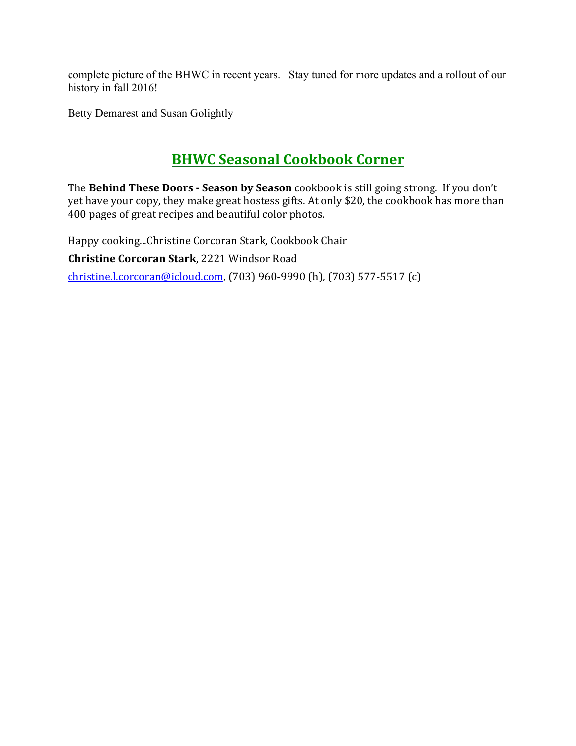complete picture of the BHWC in recent years.   Stay tuned for more updates and a rollout of our history in fall 2016!

Betty Demarest and Susan Golightly

## BHWC Seasonal Cookbook Corner

The **Behind These Doors - Season by Season** cookbook is still going strong.  If you don't yet have your copy, they make great hostess gifts. At only $20, the cookbook has more than 400 pages of great recipes and beautiful color photos.

Happy cooking...Christine Corcoran Stark, Cookbook Chair

**Christine Corcoran Stark**, 2221 Windsor Road

christine.l.corcoran@icloud.com, (703) 960-9990 (h), (703) 577-5517 (c)